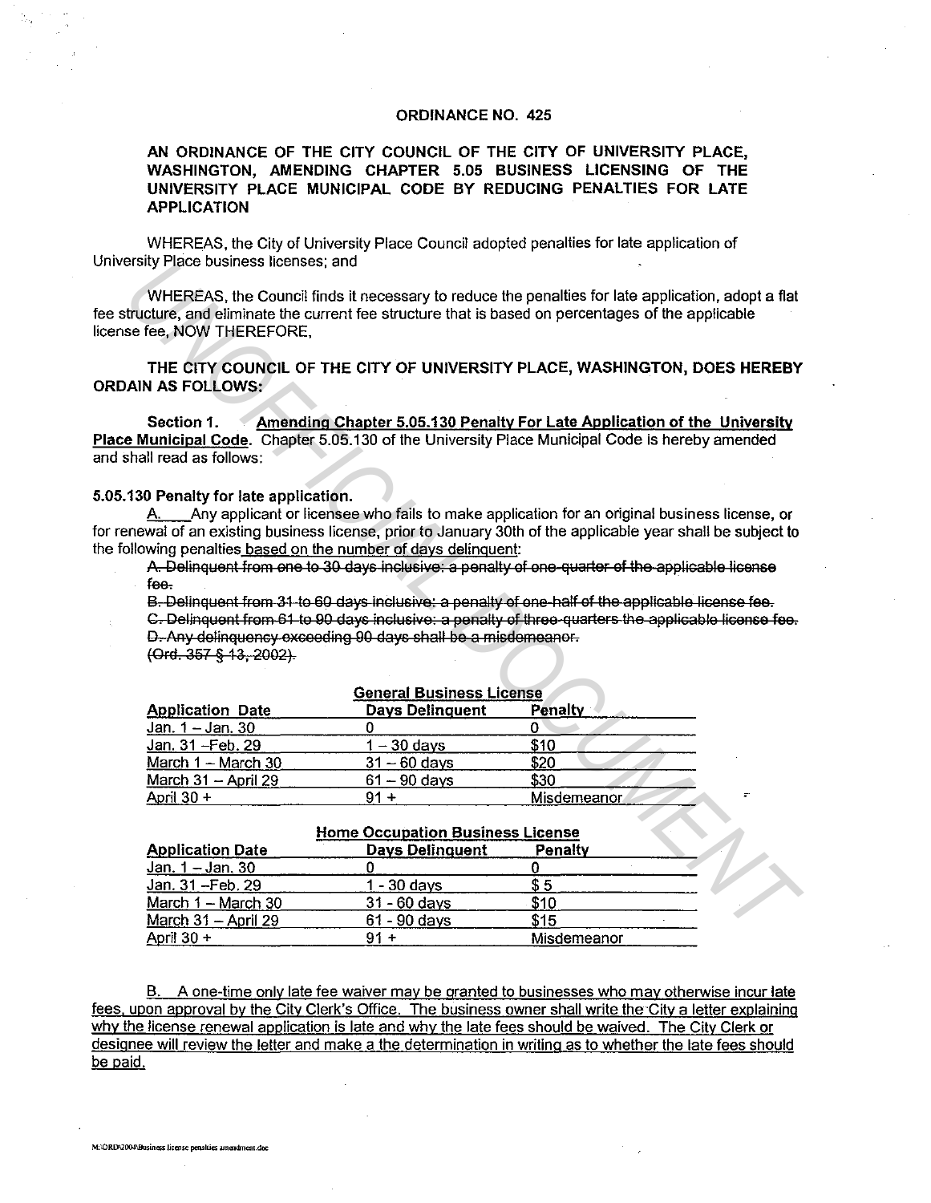**ORDINANCE NO. 425**

**AN ORDINANCE OF THE CITY COUNCIL OF THE CITY OF UNIVERSITY PLACE, WASHINGTON, AMENDING CHAPTER 5.05 BUSINESS LICENSING OF THE UNIVERSITY PLACE MUNICIPAL CODE BY REDUCING PENALTIES FOR LATE APPLICATION**

WHEREAS, the City of University Place Council adopted penalties for late application of University Place business licenses; and

WHEREAS, the Council finds it necessary to reduce the penalties for late application, adopt a flat fee structure, and eliminate the current fee structure that is based on percentages of the applicable license fee, NOW THEREFORE,

**THE CITY COUNCIL OF THE CITY OF UNIVERSITY PLACE, WASHINGTON, DOES HEREBY ORDAIN AS FOLLOWS:**

**Section 1.** **Amending Chapter 5.05.130 Penalty For Late Application of the University Place Municipal Code**. Chapter 5.05.130 of the University Place Municipal Code is hereby amended and shall read as follows:

**5.05.130 Penalty for late application.**

A. Any applicant or licensee who fails to make application for an original business license, or for renewal of an existing business license, prior to January 30th of the applicable year shall be subject to the following penalties based on the number of days delinquent:

~~A. Delinquent from one to 30 days inclusive: a penalty of one-quarter of the applicable license fee.~~
~~B. Delinquent from 31 to 60 days inclusive: a penalty of one-half of the applicable license fee.~~
~~C. Delinquent from 61 to 90 days inclusive: a penalty of three-quarters the applicable license fee.~~
~~D. Any delinquency exceeding 90 days shall be a misdemeanor.~~
~~(Ord. 357 § 13, 2002).~~

**General Business License**

| Application Date | Days Delinquent | Penalty |
|---|---|---|
| Jan. 1 – Jan. 30 | 0 | 0 |
| Jan. 31 –Feb. 29 | 1 – 30 days | $10 |
| March 1 – March 30 | 31 – 60 days | $20 |
| March 31 – April 29 | 61 – 90 days | $30 |
| April 30 + | 91 + | Misdemeanor |

**Home Occupation Business License**

| Application Date | Days Delinquent | Penalty |
|---|---|---|
| Jan. 1 – Jan. 30 | 0 | 0 |
| Jan. 31 –Feb. 29 | 1 - 30 days | $ 5 |
| March 1 – March 30 | 31 - 60 days | $10 |
| March 31 – April 29 | 61 - 90 days | $15 |
| April 30 + | 91 + | Misdemeanor |

B. A one-time only late fee waiver may be granted to businesses who may otherwise incur late fees, upon approval by the City Clerk's Office. The business owner shall write the City a letter explaining why the license renewal application is late and why the late fees should be waived. The City Clerk or designee will review the letter and make a the determination in writing as to whether the late fees should be paid.

M:\ORD\2004\Business license penalties amendment.doc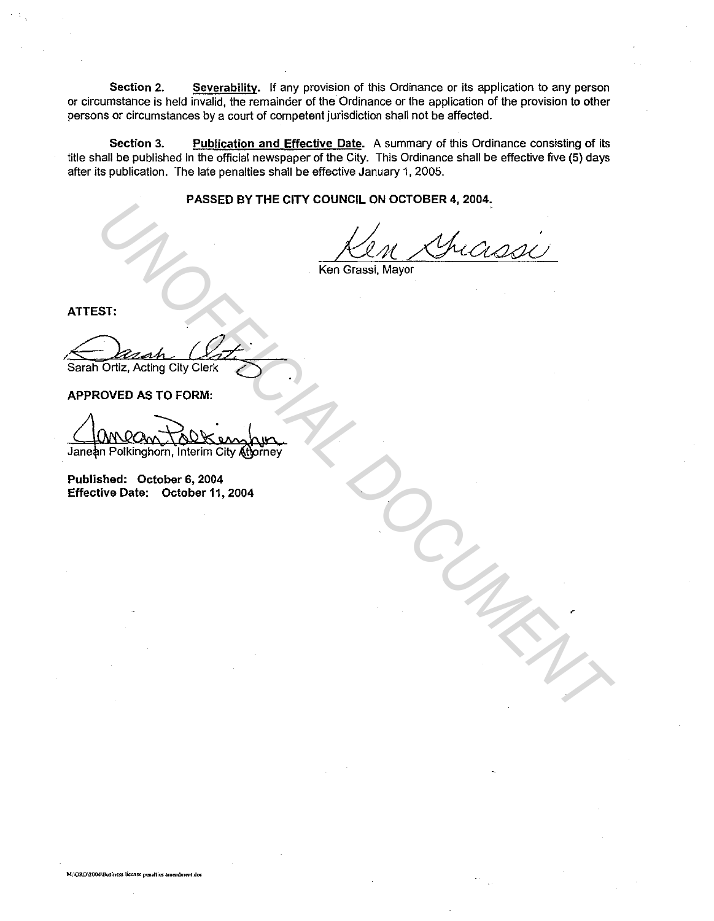**Section 2.** **Severability.** If any provision of this Ordinance or its application to any person or circumstance is held invalid, the remainder of the Ordinance or the application of the provision to other persons or circumstances by a court of competent jurisdiction shall not be affected.

**Section 3.** **Publication and Effective Date.** A summary of this Ordinance consisting of its title shall be published in the official newspaper of the City. This Ordinance shall be effective five (5) days after its publication. The late penalties shall be effective January 1, 2005.

**PASSED BY THE CITY COUNCIL ON OCTOBER 4, 2004.**

Ken Grassi, Mayor

**ATTEST:**

Sarah Ortiz, Acting City Clerk

**APPROVED AS TO FORM:**

Janean Polkinghorn, Interim City Attorney

**Published: October 6, 2004**
**Effective Date: October 11, 2004**

UNOFFICIAL DOCUMENT

M:\ORD\2004\Business license penalties amendment.doc